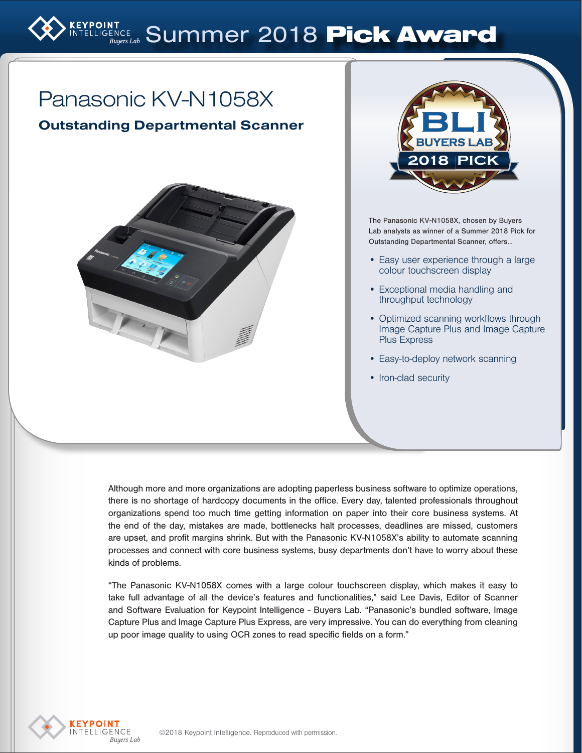# Summer 2018 Pick Award

## Panasonic KV-N1058X

### Outstanding Departmental Scanner

The Panasonic KV-N1058X, chosen by Buyers Lab analysts as winner of a Summer 2018 Pick for Outstanding Departmental Scanner, offers...

- Easy user experience through a large colour touchscreen display
- Exceptional media handling and throughput technology
- Optimized scanning workflows through Image Capture Plus and Image Capture Plus Express
- Easy-to-deploy network scanning
- Iron-clad security

Although more and more organizations are adopting paperless business software to optimize operations, there is no shortage of hardcopy documents in the office. Every day, talented professionals throughout organizations spend too much time getting information on paper into their core business systems. At the end of the day, mistakes are made, bottlenecks halt processes, deadlines are missed, customers are upset, and profit margins shrink. But with the Panasonic KV-N1058X's ability to automate scanning processes and connect with core business systems, busy departments don't have to worry about these kinds of problems.

"The Panasonic KV-N1058X comes with a large colour touchscreen display, which makes it easy to take full advantage of all the device's features and functionalities," said Lee Davis, Editor of Scanner and Software Evaluation for Keypoint Intelligence - Buyers Lab. "Panasonic's bundled software, Image Capture Plus and Image Capture Plus Express, are very impressive. You can do everything from cleaning up poor image quality to using OCR zones to read specific fields on a form."

©2018 Keypoint Intelligence. Reproduced with permission.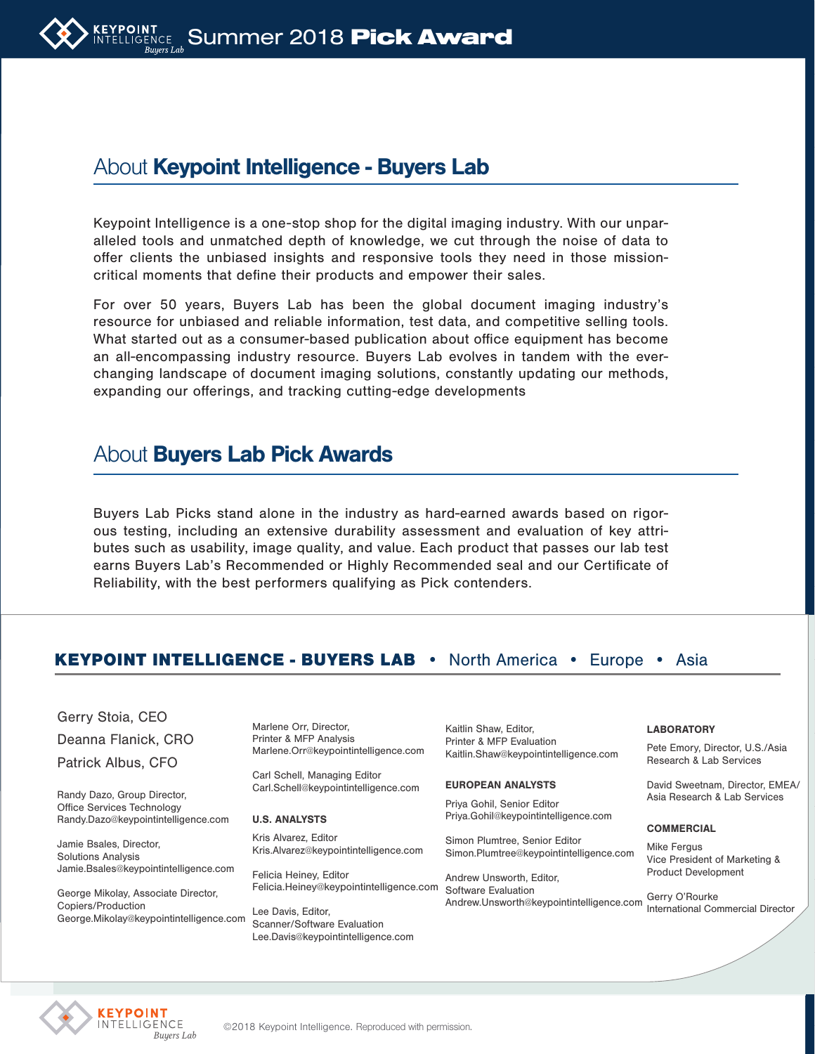## About **Keypoint Intelligence - Buyers Lab**

Keypoint Intelligence is a one-stop shop for the digital imaging industry. With our unparalleled tools and unmatched depth of knowledge, we cut through the noise of data to offer clients the unbiased insights and responsive tools they need in those mission-critical moments that define their products and empower their sales.

For over 50 years, Buyers Lab has been the global document imaging industry's resource for unbiased and reliable information, test data, and competitive selling tools. What started out as a consumer-based publication about office equipment has become an all-encompassing industry resource. Buyers Lab evolves in tandem with the ever-changing landscape of document imaging solutions, constantly updating our methods, expanding our offerings, and tracking cutting-edge developments

## About **Buyers Lab Pick Awards**

Buyers Lab Picks stand alone in the industry as hard-earned awards based on rigorous testing, including an extensive durability assessment and evaluation of key attributes such as usability, image quality, and value. Each product that passes our lab test earns Buyers Lab's Recommended or Highly Recommended seal and our Certificate of Reliability, with the best performers qualifying as Pick contenders.

## **KEYPOINT INTELLIGENCE - BUYERS LAB** • North America • Europe • Asia

Gerry Stoia, CEO

Deanna Flanick, CRO

Patrick Albus, CFO

Randy Dazo, Group Director,
Office Services Technology
Randy.Dazo@keypointintelligence.com

Jamie Bsales, Director,
Solutions Analysis
Jamie.Bsales@keypointintelligence.com

George Mikolay, Associate Director,
Copiers/Production
George.Mikolay@keypointintelligence.com

Marlene Orr, Director,
Printer & MFP Analysis
Marlene.Orr@keypointintelligence.com

Carl Schell, Managing Editor
Carl.Schell@keypointintelligence.com

**U.S. ANALYSTS**

Kris Alvarez, Editor
Kris.Alvarez@keypointintelligence.com

Felicia Heiney, Editor
Felicia.Heiney@keypointintelligence.com

Lee Davis, Editor,
Scanner/Software Evaluation
Lee.Davis@keypointintelligence.com

Kaitlin Shaw, Editor,
Printer & MFP Evaluation
Kaitlin.Shaw@keypointintelligence.com

**EUROPEAN ANALYSTS**

Priya Gohil, Senior Editor
Priya.Gohil@keypointintelligence.com

Simon Plumtree, Senior Editor
Simon.Plumtree@keypointintelligence.com

Andrew Unsworth, Editor,
Software Evaluation
Andrew.Unsworth@keypointintelligence.com

**LABORATORY**

Pete Emory, Director, U.S./Asia
Research & Lab Services

David Sweetnam, Director, EMEA/
Asia Research & Lab Services

**COMMERCIAL**

Mike Fergus
Vice President of Marketing &
Product Development

Gerry O'Rourke
International Commercial Director

©2018 Keypoint Intelligence. Reproduced with permission.